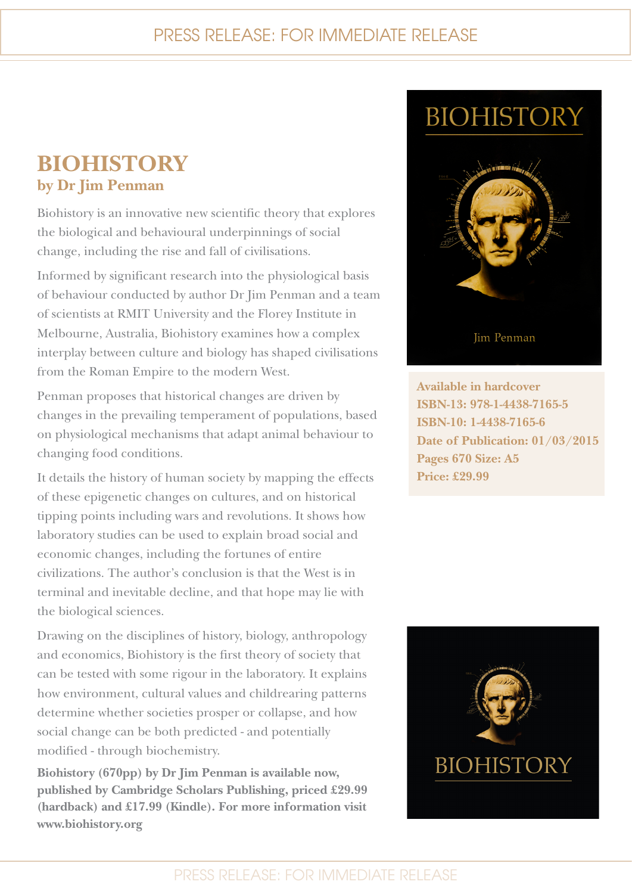# BIOHISTORY

## by Dr Jim Penman

Biohistory is an innovative new scientific theory that explores the biological and behavioural underpinnings of social change, including the rise and fall of civilisations.

Informed by significant research into the physiological basis of behaviour conducted by author Dr Jim Penman and a team of scientists at RMIT University and the Florey Institute in Melbourne, Australia, Biohistory examines how a complex interplay between culture and biology has shaped civilisations from the Roman Empire to the modern West.

Penman proposes that historical changes are driven by changes in the prevailing temperament of populations, based on physiological mechanisms that adapt animal behaviour to changing food conditions.

It details the history of human society by mapping the effects of these epigenetic changes on cultures, and on historical tipping points including wars and revolutions. It shows how laboratory studies can be used to explain broad social and economic changes, including the fortunes of entire civilizations. The author's conclusion is that the West is in terminal and inevitable decline, and that hope may lie with the biological sciences.

Drawing on the disciplines of history, biology, anthropology and economics, Biohistory is the first theory of society that can be tested with some rigour in the laboratory. It explains how environment, cultural values and childrearing patterns determine whether societies prosper or collapse, and how social change can be both predicted - and potentially modified - through biochemistry.

**Biohistory (670pp) by Dr Jim Penman is available now, published by Cambridge Scholars Publishing, priced £29.99 (hardback) and £17.99 (Kindle). For more information visit www.biohistory.org**

BIOHISTORY

Jim Penman

**Available in hardcover**
**ISBN-13: 978-1-4438-7165-5**
**ISBN-10: 1-4438-7165-6**
**Date of Publication: 01/03/2015**
**Pages 670 Size: A5**
**Price: £29.99**

BIOHISTORY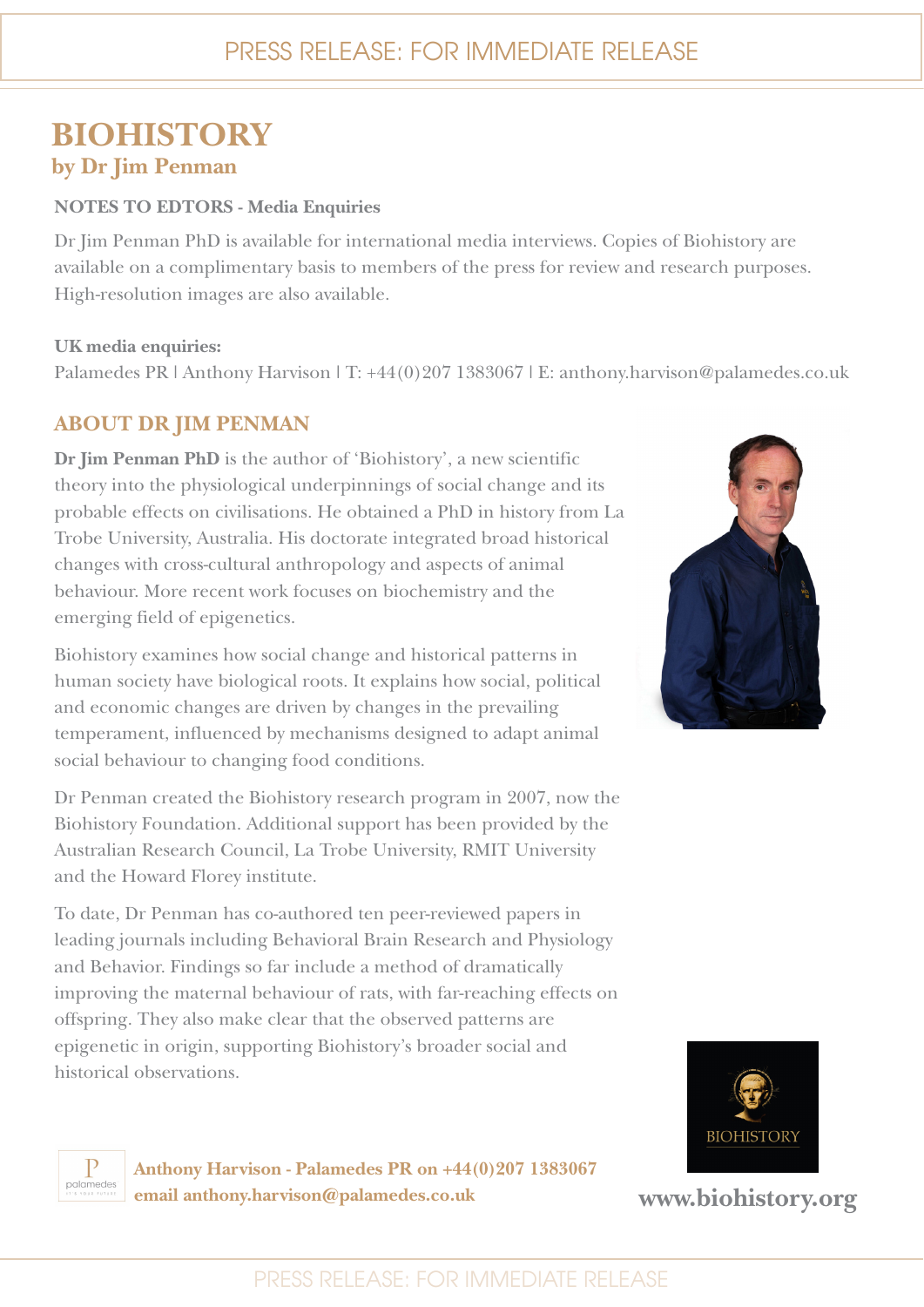# BIOHISTORY

## by Dr Jim Penman

**NOTES TO EDTORS - Media Enquiries**

Dr Jim Penman PhD is available for international media interviews. Copies of Biohistory are available on a complimentary basis to members of the press for review and research purposes. High-resolution images are also available.

**UK media enquiries:**

Palamedes PR | Anthony Harvison | T: +44(0)207 1383067 | E: anthony.harvison@palamedes.co.uk

## ABOUT DR JIM PENMAN

**Dr Jim Penman PhD** is the author of 'Biohistory', a new scientific theory into the physiological underpinnings of social change and its probable effects on civilisations. He obtained a PhD in history from La Trobe University, Australia. His doctorate integrated broad historical changes with cross-cultural anthropology and aspects of animal behaviour. More recent work focuses on biochemistry and the emerging field of epigenetics.

Biohistory examines how social change and historical patterns in human society have biological roots. It explains how social, political and economic changes are driven by changes in the prevailing temperament, influenced by mechanisms designed to adapt animal social behaviour to changing food conditions.

Dr Penman created the Biohistory research program in 2007, now the Biohistory Foundation. Additional support has been provided by the Australian Research Council, La Trobe University, RMIT University and the Howard Florey institute.

To date, Dr Penman has co-authored ten peer-reviewed papers in leading journals including Behavioral Brain Research and Physiology and Behavior. Findings so far include a method of dramatically improving the maternal behaviour of rats, with far-reaching effects on offspring. They also make clear that the observed patterns are epigenetic in origin, supporting Biohistory's broader social and historical observations.

**Anthony Harvison - Palamedes PR on +44(0)207 1383067**
**email anthony.harvison@palamedes.co.uk**

BIOHISTORY

**www.biohistory.org**